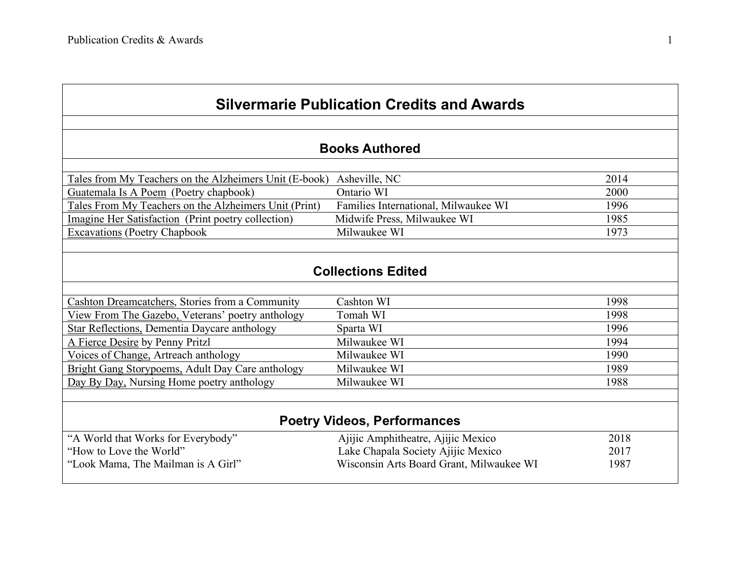# Silvermarie Publication Credits and Awards

## Books Authored

| | | |
|---|---|---|
| Tales from My Teachers on the Alzheimers Unit (E-book) | Asheville, NC | 2014 |
| Guatemala Is A Poem (Poetry chapbook) | Ontario WI | 2000 |
| Tales From My Teachers on the Alzheimers Unit (Print) | Families International, Milwaukee WI | 1996 |
| Imagine Her Satisfaction (Print poetry collection) | Midwife Press, Milwaukee WI | 1985 |
| Excavations (Poetry Chapbook | Milwaukee WI | 1973 |

## Collections Edited

| | | |
|---|---|---|
| Cashton Dreamcatchers, Stories from a Community | Cashton WI | 1998 |
| View From The Gazebo, Veterans' poetry anthology | Tomah WI | 1998 |
| Star Reflections, Dementia Daycare anthology | Sparta WI | 1996 |
| A Fierce Desire by Penny Pritzl | Milwaukee WI | 1994 |
| Voices of Change, Artreach anthology | Milwaukee WI | 1990 |
| Bright Gang Storypoems, Adult Day Care anthology | Milwaukee WI | 1989 |
| Day By Day, Nursing Home poetry anthology | Milwaukee WI | 1988 |

## Poetry Videos, Performances

| | | |
|---|---|---|
| "A World that Works for Everybody" | Ajijic Amphitheatre, Ajijic Mexico | 2018 |
| "How to Love the World" | Lake Chapala Society Ajijic Mexico | 2017 |
| "Look Mama, The Mailman is A Girl" | Wisconsin Arts Board Grant, Milwaukee WI | 1987 |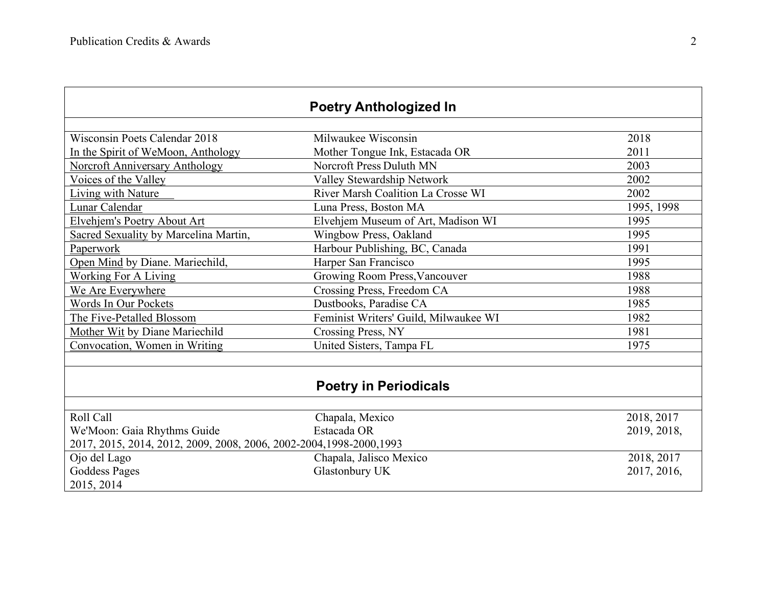## Poetry Anthologized In

| Title | Publisher | Year |
|---|---|---|
| Wisconsin Poets Calendar 2018 | Milwaukee Wisconsin | 2018 |
| In the Spirit of WeMoon, Anthology | Mother Tongue Ink, Estacada OR | 2011 |
| Norcroft Anniversary Anthology | Norcroft Press Duluth MN | 2003 |
| Voices of the Valley | Valley Stewardship Network | 2002 |
| Living with Nature | River Marsh Coalition La Crosse WI | 2002 |
| Lunar Calendar | Luna Press, Boston MA | 1995, 1998 |
| Elvehjem's Poetry About Art | Elvehjem Museum of Art, Madison WI | 1995 |
| Sacred Sexuality by Marcelina Martin, | Wingbow Press, Oakland | 1995 |
| Paperwork | Harbour Publishing, BC, Canada | 1991 |
| Open Mind by Diane. Mariechild, | Harper San Francisco | 1995 |
| Working For A Living | Growing Room Press,Vancouver | 1988 |
| We Are Everywhere | Crossing Press, Freedom CA | 1988 |
| Words In Our Pockets | Dustbooks, Paradise CA | 1985 |
| The Five-Petalled Blossom | Feminist Writers' Guild, Milwaukee WI | 1982 |
| Mother Wit by Diane Mariechild | Crossing Press, NY | 1981 |
| Convocation, Women in Writing | United Sisters, Tampa FL | 1975 |

## Poetry in Periodicals

| Title | Location | Year |
|---|---|---|
| Roll Call | Chapala, Mexico | 2018, 2017 |
| We'Moon: Gaia Rhythms Guide | Estacada OR | 2019, 2018, 2017, 2015, 2014, 2012, 2009, 2008, 2006, 2002-2004,1998-2000,1993 |
| Ojo del Lago | Chapala, Jalisco Mexico | 2018, 2017 |
| Goddess Pages | Glastonbury UK | 2017, 2016, 2015, 2014 |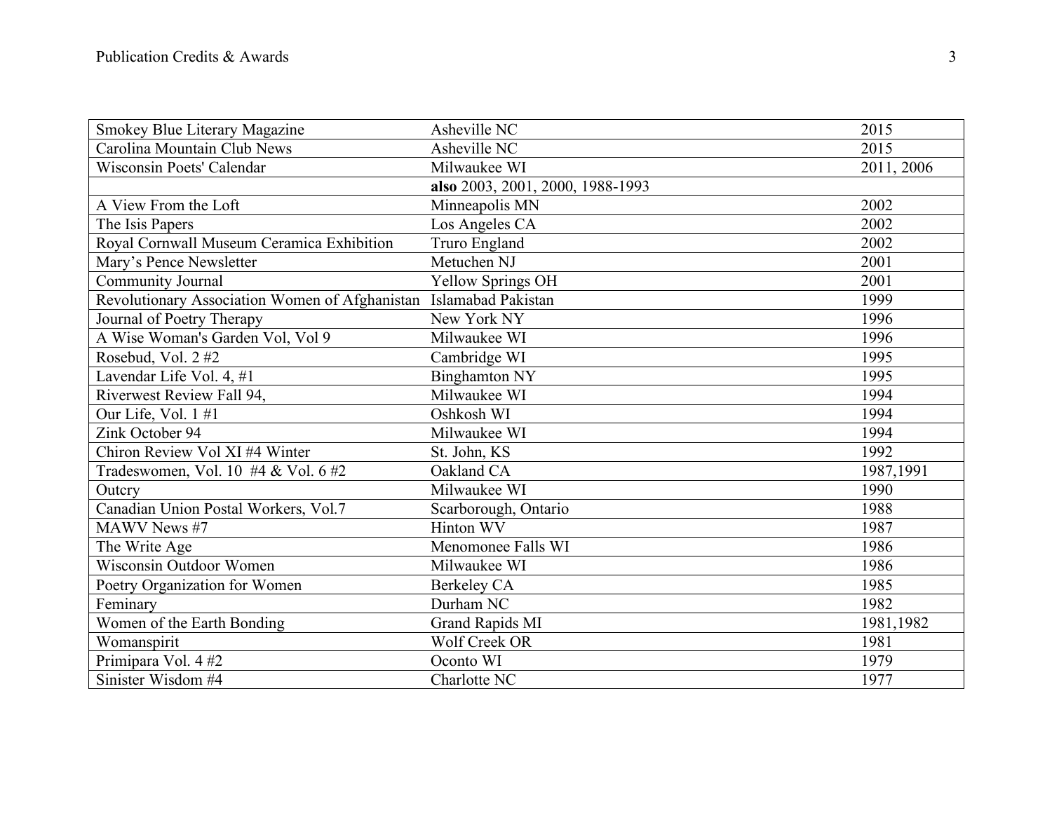| Smokey Blue Literary Magazine | Asheville NC | 2015 |
|---|---|---|
| Carolina Mountain Club News | Asheville NC | 2015 |
| Wisconsin Poets' Calendar | Milwaukee WI | 2011, 2006 |
| | **also** 2003, 2001, 2000, 1988-1993 | |
| A View From the Loft | Minneapolis MN | 2002 |
| The Isis Papers | Los Angeles CA | 2002 |
| Royal Cornwall Museum Ceramica Exhibition | Truro England | 2002 |
| Mary's Pence Newsletter | Metuchen NJ | 2001 |
| Community Journal | Yellow Springs OH | 2001 |
| Revolutionary Association Women of Afghanistan | Islamabad Pakistan | 1999 |
| Journal of Poetry Therapy | New York NY | 1996 |
| A Wise Woman's Garden Vol, Vol 9 | Milwaukee WI | 1996 |
| Rosebud, Vol. 2 #2 | Cambridge WI | 1995 |
| Lavendar Life Vol. 4, #1 | Binghamton NY | 1995 |
| Riverwest Review Fall 94, | Milwaukee WI | 1994 |
| Our Life, Vol. 1 #1 | Oshkosh WI | 1994 |
| Zink October 94 | Milwaukee WI | 1994 |
| Chiron Review Vol XI #4 Winter | St. John, KS | 1992 |
| Tradeswomen, Vol. 10 #4 & Vol. 6 #2 | Oakland CA | 1987,1991 |
| Outcry | Milwaukee WI | 1990 |
| Canadian Union Postal Workers, Vol.7 | Scarborough, Ontario | 1988 |
| MAWV News #7 | Hinton WV | 1987 |
| The Write Age | Menomonee Falls WI | 1986 |
| Wisconsin Outdoor Women | Milwaukee WI | 1986 |
| Poetry Organization for Women | Berkeley CA | 1985 |
| Feminary | Durham NC | 1982 |
| Women of the Earth Bonding | Grand Rapids MI | 1981,1982 |
| Womanspirit | Wolf Creek OR | 1981 |
| Primipara Vol. 4 #2 | Oconto WI | 1979 |
| Sinister Wisdom #4 | Charlotte NC | 1977 |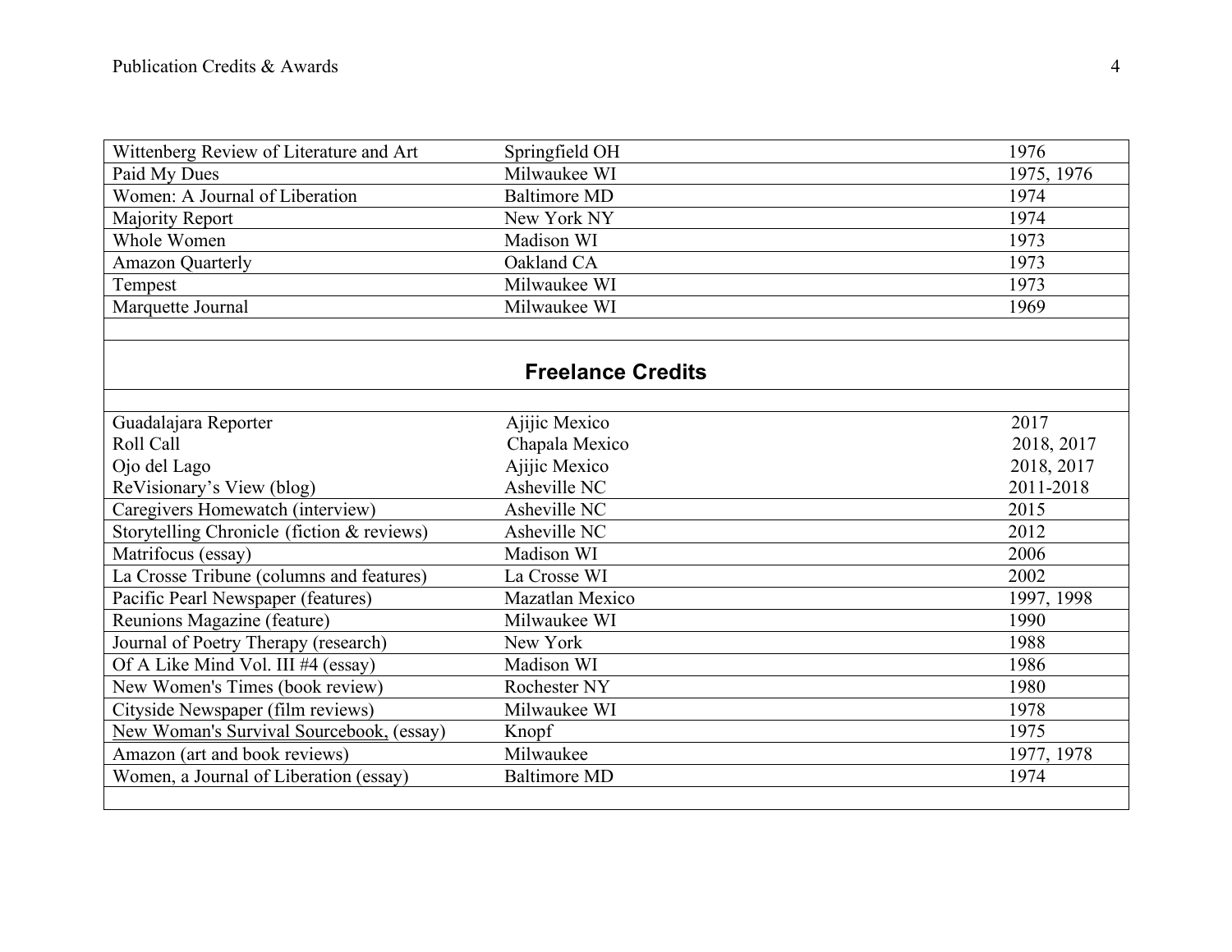| | | |
|---|---|---|
| Wittenberg Review of Literature and Art | Springfield OH | 1976 |
| Paid My Dues | Milwaukee WI | 1975, 1976 |
| Women: A Journal of Liberation | Baltimore MD | 1974 |
| Majority Report | New York NY | 1974 |
| Whole Women | Madison WI | 1973 |
| Amazon Quarterly | Oakland CA | 1973 |
| Tempest | Milwaukee WI | 1973 |
| Marquette Journal | Milwaukee WI | 1969 |

## Freelance Credits

| | | |
|---|---|---|
| Guadalajara Reporter | Ajijic Mexico | 2017 |
| Roll Call | Chapala Mexico | 2018, 2017 |
| Ojo del Lago | Ajijic Mexico | 2018, 2017 |
| ReVisionary's View (blog) | Asheville NC | 2011-2018 |
| Caregivers Homewatch (interview) | Asheville NC | 2015 |
| Storytelling Chronicle (fiction & reviews) | Asheville NC | 2012 |
| Matrifocus (essay) | Madison WI | 2006 |
| La Crosse Tribune (columns and features) | La Crosse WI | 2002 |
| Pacific Pearl Newspaper (features) | Mazatlan Mexico | 1997, 1998 |
| Reunions Magazine (feature) | Milwaukee WI | 1990 |
| Journal of Poetry Therapy (research) | New York | 1988 |
| Of A Like Mind Vol. III #4 (essay) | Madison WI | 1986 |
| New Women's Times (book review) | Rochester NY | 1980 |
| Cityside Newspaper (film reviews) | Milwaukee WI | 1978 |
| New Woman's Survival Sourcebook, (essay) | Knopf | 1975 |
| Amazon (art and book reviews) | Milwaukee | 1977, 1978 |
| Women, a Journal of Liberation (essay) | Baltimore MD | 1974 |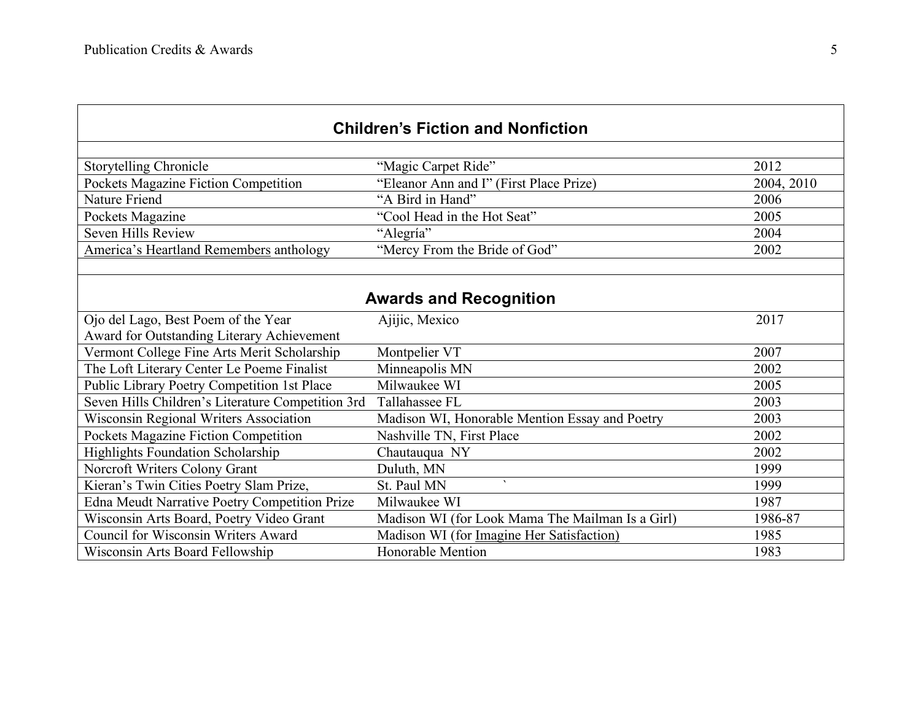## Children's Fiction and Nonfiction

| | | |
|---|---|---|
| Storytelling Chronicle | "Magic Carpet Ride" | 2012 |
| Pockets Magazine Fiction Competition | "Eleanor Ann and I" (First Place Prize) | 2004, 2010 |
| Nature Friend | "A Bird in Hand" | 2006 |
| Pockets Magazine | "Cool Head in the Hot Seat" | 2005 |
| Seven Hills Review | "Alegría" | 2004 |
| America's Heartland Remembers anthology | "Mercy From the Bride of God" | 2002 |

## Awards and Recognition

| | | |
|---|---|---|
| Ojo del Lago, Best Poem of the Year Award for Outstanding Literary Achievement | Ajijic, Mexico | 2017 |
| Vermont College Fine Arts Merit Scholarship | Montpelier VT | 2007 |
| The Loft Literary Center Le Poeme Finalist | Minneapolis MN | 2002 |
| Public Library Poetry Competition 1st Place | Milwaukee WI | 2005 |
| Seven Hills Children's Literature Competition 3rd | Tallahassee FL | 2003 |
| Wisconsin Regional Writers Association | Madison WI, Honorable Mention Essay and Poetry | 2003 |
| Pockets Magazine Fiction Competition | Nashville TN, First Place | 2002 |
| Highlights Foundation Scholarship | Chautauqua NY | 2002 |
| Norcroft Writers Colony Grant | Duluth, MN | 1999 |
| Kieran's Twin Cities Poetry Slam Prize, | St. Paul MN ` | 1999 |
| Edna Meudt Narrative Poetry Competition Prize | Milwaukee WI | 1987 |
| Wisconsin Arts Board, Poetry Video Grant | Madison WI (for Look Mama The Mailman Is a Girl) | 1986-87 |
| Council for Wisconsin Writers Award | Madison WI (for Imagine Her Satisfaction) | 1985 |
| Wisconsin Arts Board Fellowship | Honorable Mention | 1983 |